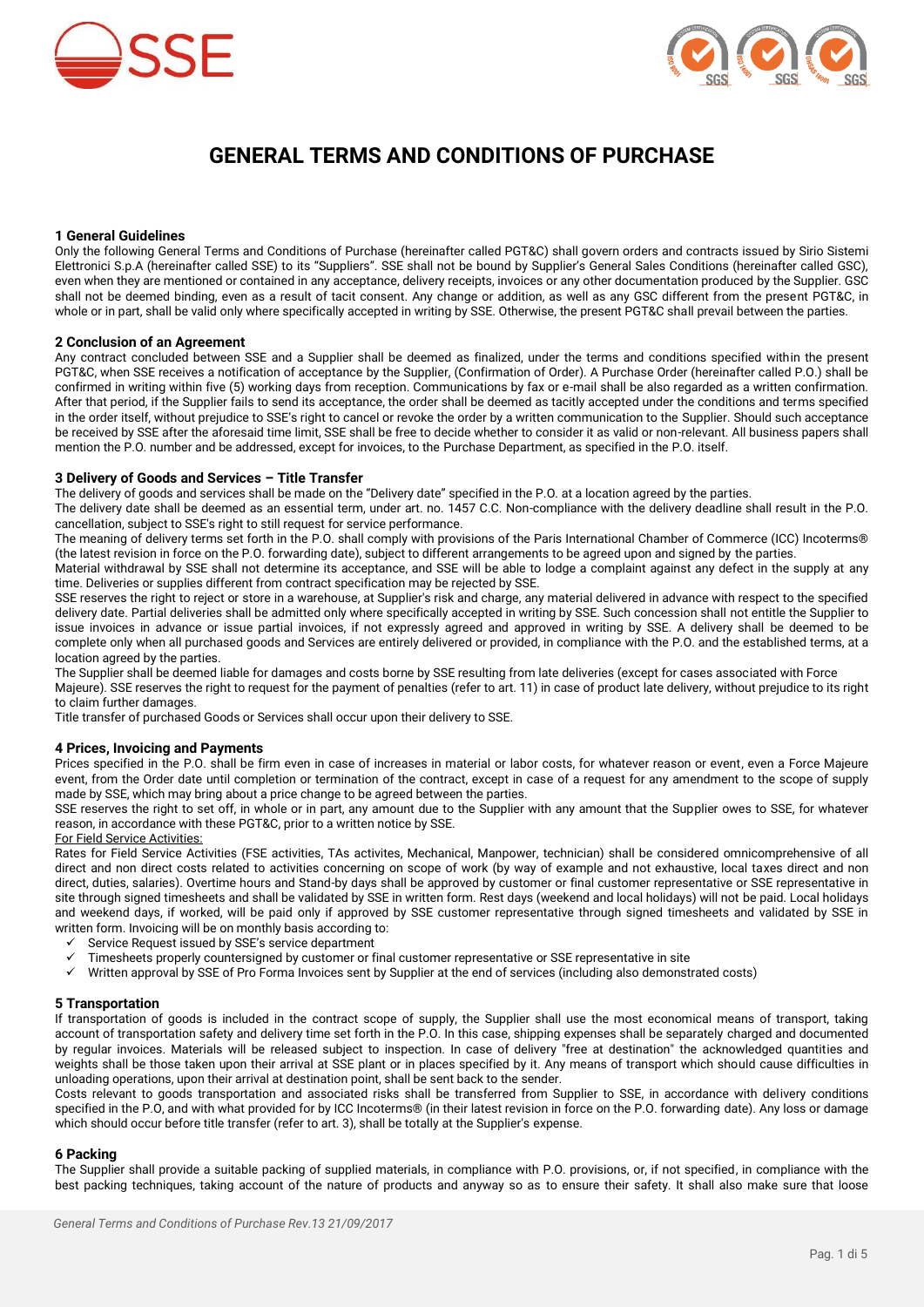# GENERAL TERMS AND CONDITIONS OF PURCHASE

## 1 General Guidelines

Only the following General Terms and Conditions of Purchase (hereinafter called PGT&C) shall govern orders and contracts issued by Sirio Sistemi Elettronici S.p.A (hereinafter called SSE) to its "Suppliers". SSE shall not be bound by Supplier's General Sales Conditions (hereinafter called GSC), even when they are mentioned or contained in any acceptance, delivery receipts, invoices or any other documentation produced by the Supplier. GSC shall not be deemed binding, even as a result of tacit consent. Any change or addition, as well as any GSC different from the present PGT&C, in whole or in part, shall be valid only where specifically accepted in writing by SSE. Otherwise, the present PGT&C shall prevail between the parties.

## 2 Conclusion of an Agreement

Any contract concluded between SSE and a Supplier shall be deemed as finalized, under the terms and conditions specified within the present PGT&C, when SSE receives a notification of acceptance by the Supplier, (Confirmation of Order). A Purchase Order (hereinafter called P.O.) shall be confirmed in writing within five (5) working days from reception. Communications by fax or e-mail shall be also regarded as a written confirmation. After that period, if the Supplier fails to send its acceptance, the order shall be deemed as tacitly accepted under the conditions and terms specified in the order itself, without prejudice to SSE's right to cancel or revoke the order by a written communication to the Supplier. Should such acceptance be received by SSE after the aforesaid time limit, SSE shall be free to decide whether to consider it as valid or non-relevant. All business papers shall mention the P.O. number and be addressed, except for invoices, to the Purchase Department, as specified in the P.O. itself.

## 3 Delivery of Goods and Services – Title Transfer

The delivery of goods and services shall be made on the "Delivery date" specified in the P.O. at a location agreed by the parties.

The delivery date shall be deemed as an essential term, under art. no. 1457 C.C. Non-compliance with the delivery deadline shall result in the P.O. cancellation, subject to SSE's right to still request for service performance.

The meaning of delivery terms set forth in the P.O. shall comply with provisions of the Paris International Chamber of Commerce (ICC) Incoterms® (the latest revision in force on the P.O. forwarding date), subject to different arrangements to be agreed upon and signed by the parties.

Material withdrawal by SSE shall not determine its acceptance, and SSE will be able to lodge a complaint against any defect in the supply at any time. Deliveries or supplies different from contract specification may be rejected by SSE.

SSE reserves the right to reject or store in a warehouse, at Supplier's risk and charge, any material delivered in advance with respect to the specified delivery date. Partial deliveries shall be admitted only where specifically accepted in writing by SSE. Such concession shall not entitle the Supplier to issue invoices in advance or issue partial invoices, if not expressly agreed and approved in writing by SSE. A delivery shall be deemed to be complete only when all purchased goods and Services are entirely delivered or provided, in compliance with the P.O. and the established terms, at a location agreed by the parties.

The Supplier shall be deemed liable for damages and costs borne by SSE resulting from late deliveries (except for cases associated with Force Majeure). SSE reserves the right to request for the payment of penalties (refer to art. 11) in case of product late delivery, without prejudice to its right to claim further damages.

Title transfer of purchased Goods or Services shall occur upon their delivery to SSE.

## 4 Prices, Invoicing and Payments

Prices specified in the P.O. shall be firm even in case of increases in material or labor costs, for whatever reason or event, even a Force Majeure event, from the Order date until completion or termination of the contract, except in case of a request for any amendment to the scope of supply made by SSE, which may bring about a price change to be agreed between the parties.

SSE reserves the right to set off, in whole or in part, any amount due to the Supplier with any amount that the Supplier owes to SSE, for whatever reason, in accordance with these PGT&C, prior to a written notice by SSE.

For Field Service Activities:

Rates for Field Service Activities (FSE activities, TAs activites, Mechanical, Manpower, technician) shall be considered omnicomprehensive of all direct and non direct costs related to activities concerning on scope of work (by way of example and not exhaustive, local taxes direct and non direct, duties, salaries). Overtime hours and Stand-by days shall be approved by customer or final customer representative or SSE representative in site through signed timesheets and shall be validated by SSE in written form. Rest days (weekend and local holidays) will not be paid. Local holidays and weekend days, if worked, will be paid only if approved by SSE customer representative through signed timesheets and validated by SSE in written form. Invoicing will be on monthly basis according to:

- ✓ Service Request issued by SSE's service department
- ✓ Timesheets properly countersigned by customer or final customer representative or SSE representative in site
- ✓ Written approval by SSE of Pro Forma Invoices sent by Supplier at the end of services (including also demonstrated costs)

## 5 Transportation

If transportation of goods is included in the contract scope of supply, the Supplier shall use the most economical means of transport, taking account of transportation safety and delivery time set forth in the P.O. In this case, shipping expenses shall be separately charged and documented by regular invoices. Materials will be released subject to inspection. In case of delivery "free at destination" the acknowledged quantities and weights shall be those taken upon their arrival at SSE plant or in places specified by it. Any means of transport which should cause difficulties in unloading operations, upon their arrival at destination point, shall be sent back to the sender.

Costs relevant to goods transportation and associated risks shall be transferred from Supplier to SSE, in accordance with delivery conditions specified in the P.O, and with what provided for by ICC Incoterms® (in their latest revision in force on the P.O. forwarding date). Any loss or damage which should occur before title transfer (refer to art. 3), shall be totally at the Supplier's expense.

## 6 Packing

The Supplier shall provide a suitable packing of supplied materials, in compliance with P.O. provisions, or, if not specified, in compliance with the best packing techniques, taking account of the nature of products and anyway so as to ensure their safety. It shall also make sure that loose

*General Terms and Conditions of Purchase Rev.13 21/09/2017*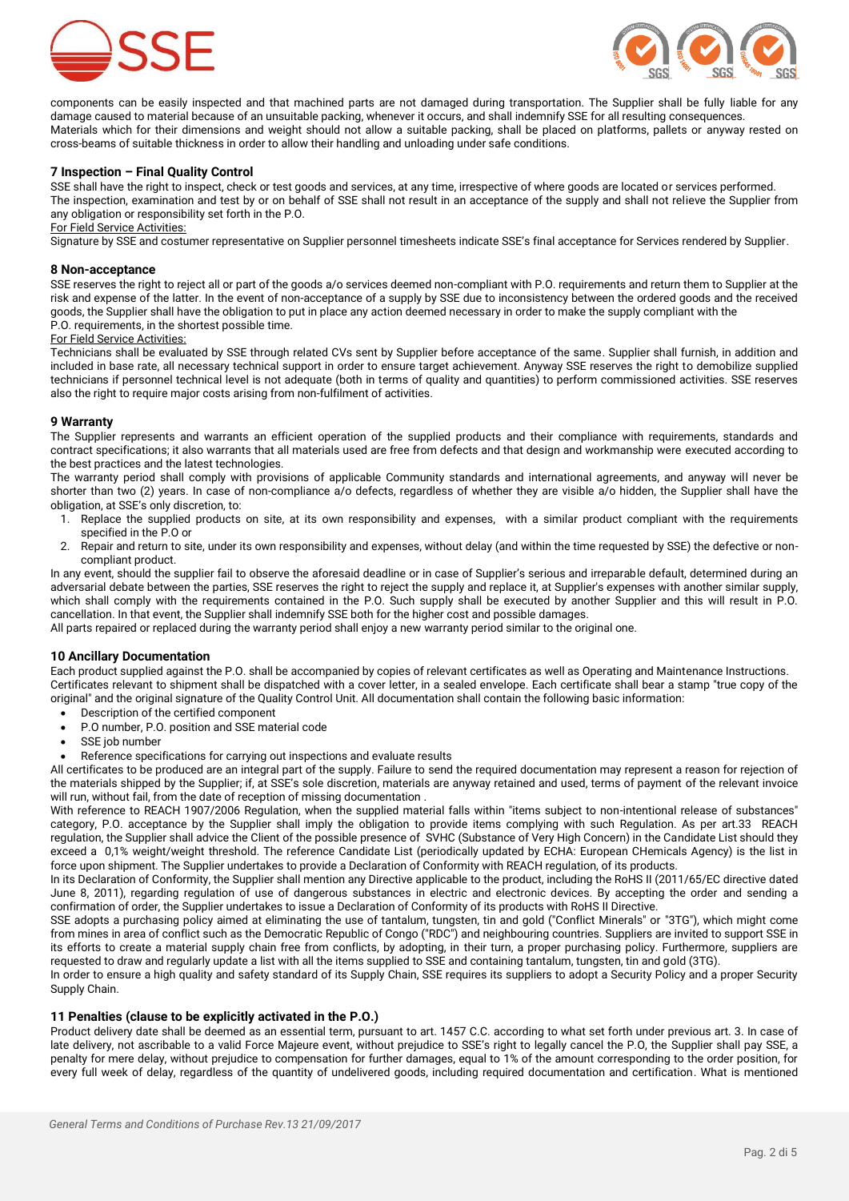components can be easily inspected and that machined parts are not damaged during transportation. The Supplier shall be fully liable for any damage caused to material because of an unsuitable packing, whenever it occurs, and shall indemnify SSE for all resulting consequences.
Materials which for their dimensions and weight should not allow a suitable packing, shall be placed on platforms, pallets or anyway rested on cross-beams of suitable thickness in order to allow their handling and unloading under safe conditions.

### 7 Inspection – Final Quality Control

SSE shall have the right to inspect, check or test goods and services, at any time, irrespective of where goods are located or services performed.
The inspection, examination and test by or on behalf of SSE shall not result in an acceptance of the supply and shall not relieve the Supplier from any obligation or responsibility set forth in the P.O.

For Field Service Activities:

Signature by SSE and costumer representative on Supplier personnel timesheets indicate SSE's final acceptance for Services rendered by Supplier.

### 8 Non-acceptance

SSE reserves the right to reject all or part of the goods a/o services deemed non-compliant with P.O. requirements and return them to Supplier at the risk and expense of the latter. In the event of non-acceptance of a supply by SSE due to inconsistency between the ordered goods and the received goods, the Supplier shall have the obligation to put in place any action deemed necessary in order to make the supply compliant with the P.O. requirements, in the shortest possible time.

For Field Service Activities:

Technicians shall be evaluated by SSE through related CVs sent by Supplier before acceptance of the same. Supplier shall furnish, in addition and included in base rate, all necessary technical support in order to ensure target achievement. Anyway SSE reserves the right to demobilize supplied technicians if personnel technical level is not adequate (both in terms of quality and quantities) to perform commissioned activities. SSE reserves also the right to require major costs arising from non-fulfilment of activities.

### 9 Warranty

The Supplier represents and warrants an efficient operation of the supplied products and their compliance with requirements, standards and contract specifications; it also warrants that all materials used are free from defects and that design and workmanship were executed according to the best practices and the latest technologies.

The warranty period shall comply with provisions of applicable Community standards and international agreements, and anyway will never be shorter than two (2) years. In case of non-compliance a/o defects, regardless of whether they are visible a/o hidden, the Supplier shall have the obligation, at SSE's only discretion, to:

1. Replace the supplied products on site, at its own responsibility and expenses, with a similar product compliant with the requirements specified in the P.O or
2. Repair and return to site, under its own responsibility and expenses, without delay (and within the time requested by SSE) the defective or non-compliant product.

In any event, should the supplier fail to observe the aforesaid deadline or in case of Supplier's serious and irreparable default, determined during an adversarial debate between the parties, SSE reserves the right to reject the supply and replace it, at Supplier's expenses with another similar supply, which shall comply with the requirements contained in the P.O. Such supply shall be executed by another Supplier and this will result in P.O. cancellation. In that event, the Supplier shall indemnify SSE both for the higher cost and possible damages.

All parts repaired or replaced during the warranty period shall enjoy a new warranty period similar to the original one.

### 10 Ancillary Documentation

Each product supplied against the P.O. shall be accompanied by copies of relevant certificates as well as Operating and Maintenance Instructions.
Certificates relevant to shipment shall be dispatched with a cover letter, in a sealed envelope. Each certificate shall bear a stamp "true copy of the original" and the original signature of the Quality Control Unit. All documentation shall contain the following basic information:

- Description of the certified component
- P.O number, P.O. position and SSE material code
- SSE job number
- Reference specifications for carrying out inspections and evaluate results

All certificates to be produced are an integral part of the supply. Failure to send the required documentation may represent a reason for rejection of the materials shipped by the Supplier; if, at SSE's sole discretion, materials are anyway retained and used, terms of payment of the relevant invoice will run, without fail, from the date of reception of missing documentation .

With reference to REACH 1907/2006 Regulation, when the supplied material falls within "items subject to non-intentional release of substances" category, P.O. acceptance by the Supplier shall imply the obligation to provide items complying with such Regulation. As per art.33 REACH regulation, the Supplier shall advice the Client of the possible presence of SVHC (Substance of Very High Concern) in the Candidate List should they exceed a 0,1% weight/weight threshold. The reference Candidate List (periodically updated by ECHA: European CHemicals Agency) is the list in force upon shipment. The Supplier undertakes to provide a Declaration of Conformity with REACH regulation, of its products.

In its Declaration of Conformity, the Supplier shall mention any Directive applicable to the product, including the RoHS II (2011/65/EC directive dated June 8, 2011), regarding regulation of use of dangerous substances in electric and electronic devices. By accepting the order and sending a confirmation of order, the Supplier undertakes to issue a Declaration of Conformity of its products with RoHS II Directive.

SSE adopts a purchasing policy aimed at eliminating the use of tantalum, tungsten, tin and gold ("Conflict Minerals" or "3TG"), which might come from mines in area of conflict such as the Democratic Republic of Congo ("RDC") and neighbouring countries. Suppliers are invited to support SSE in its efforts to create a material supply chain free from conflicts, by adopting, in their turn, a proper purchasing policy. Furthermore, suppliers are requested to draw and regularly update a list with all the items supplied to SSE and containing tantalum, tungsten, tin and gold (3TG).

In order to ensure a high quality and safety standard of its Supply Chain, SSE requires its suppliers to adopt a Security Policy and a proper Security Supply Chain.

### 11 Penalties (clause to be explicitly activated in the P.O.)

Product delivery date shall be deemed as an essential term, pursuant to art. 1457 C.C. according to what set forth under previous art. 3. In case of late delivery, not ascribable to a valid Force Majeure event, without prejudice to SSE's right to legally cancel the P.O, the Supplier shall pay SSE, a penalty for mere delay, without prejudice to compensation for further damages, equal to 1% of the amount corresponding to the order position, for every full week of delay, regardless of the quantity of undelivered goods, including required documentation and certification. What is mentioned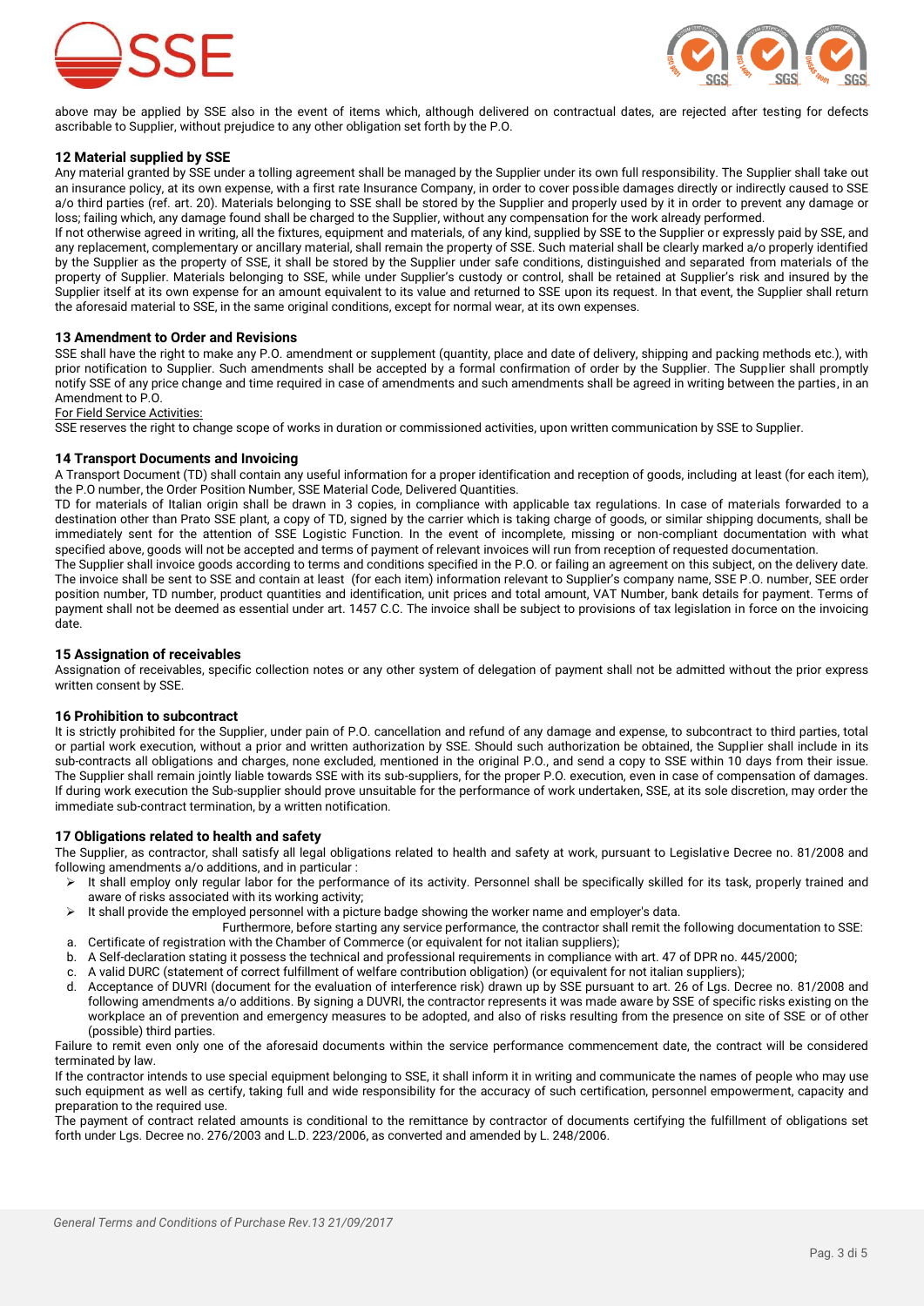above may be applied by SSE also in the event of items which, although delivered on contractual dates, are rejected after testing for defects ascribable to Supplier, without prejudice to any other obligation set forth by the P.O.

## 12 Material supplied by SSE

Any material granted by SSE under a tolling agreement shall be managed by the Supplier under its own full responsibility. The Supplier shall take out an insurance policy, at its own expense, with a first rate Insurance Company, in order to cover possible damages directly or indirectly caused to SSE a/o third parties (ref. art. 20). Materials belonging to SSE shall be stored by the Supplier and properly used by it in order to prevent any damage or loss; failing which, any damage found shall be charged to the Supplier, without any compensation for the work already performed.

If not otherwise agreed in writing, all the fixtures, equipment and materials, of any kind, supplied by SSE to the Supplier or expressly paid by SSE, and any replacement, complementary or ancillary material, shall remain the property of SSE. Such material shall be clearly marked a/o properly identified by the Supplier as the property of SSE, it shall be stored by the Supplier under safe conditions, distinguished and separated from materials of the property of Supplier. Materials belonging to SSE, while under Supplier's custody or control, shall be retained at Supplier's risk and insured by the Supplier itself at its own expense for an amount equivalent to its value and returned to SSE upon its request. In that event, the Supplier shall return the aforesaid material to SSE, in the same original conditions, except for normal wear, at its own expenses.

## 13 Amendment to Order and Revisions

SSE shall have the right to make any P.O. amendment or supplement (quantity, place and date of delivery, shipping and packing methods etc.), with prior notification to Supplier. Such amendments shall be accepted by a formal confirmation of order by the Supplier. The Supplier shall promptly notify SSE of any price change and time required in case of amendments and such amendments shall be agreed in writing between the parties, in an Amendment to P.O.

For Field Service Activities:

SSE reserves the right to change scope of works in duration or commissioned activities, upon written communication by SSE to Supplier.

## 14 Transport Documents and Invoicing

A Transport Document (TD) shall contain any useful information for a proper identification and reception of goods, including at least (for each item), the P.O number, the Order Position Number, SSE Material Code, Delivered Quantities.

TD for materials of Italian origin shall be drawn in 3 copies, in compliance with applicable tax regulations. In case of materials forwarded to a destination other than Prato SSE plant, a copy of TD, signed by the carrier which is taking charge of goods, or similar shipping documents, shall be immediately sent for the attention of SSE Logistic Function. In the event of incomplete, missing or non-compliant documentation with what specified above, goods will not be accepted and terms of payment of relevant invoices will run from reception of requested documentation.

The Supplier shall invoice goods according to terms and conditions specified in the P.O. or failing an agreement on this subject, on the delivery date. The invoice shall be sent to SSE and contain at least (for each item) information relevant to Supplier's company name, SSE P.O. number, SEE order position number, TD number, product quantities and identification, unit prices and total amount, VAT Number, bank details for payment. Terms of payment shall not be deemed as essential under art. 1457 C.C. The invoice shall be subject to provisions of tax legislation in force on the invoicing date.

## 15 Assignation of receivables

Assignation of receivables, specific collection notes or any other system of delegation of payment shall not be admitted without the prior express written consent by SSE.

## 16 Prohibition to subcontract

It is strictly prohibited for the Supplier, under pain of P.O. cancellation and refund of any damage and expense, to subcontract to third parties, total or partial work execution, without a prior and written authorization by SSE. Should such authorization be obtained, the Supplier shall include in its sub-contracts all obligations and charges, none excluded, mentioned in the original P.O., and send a copy to SSE within 10 days from their issue. The Supplier shall remain jointly liable towards SSE with its sub-suppliers, for the proper P.O. execution, even in case of compensation of damages. If during work execution the Sub-supplier should prove unsuitable for the performance of work undertaken, SSE, at its sole discretion, may order the immediate sub-contract termination, by a written notification.

## 17 Obligations related to health and safety

The Supplier, as contractor, shall satisfy all legal obligations related to health and safety at work, pursuant to Legislative Decree no. 81/2008 and following amendments a/o additions, and in particular :

- It shall employ only regular labor for the performance of its activity. Personnel shall be specifically skilled for its task, properly trained and aware of risks associated with its working activity;
- It shall provide the employed personnel with a picture badge showing the worker name and employer's data.

Furthermore, before starting any service performance, the contractor shall remit the following documentation to SSE:

a. Certificate of registration with the Chamber of Commerce (or equivalent for not italian suppliers);
b. A Self-declaration stating it possess the technical and professional requirements in compliance with art. 47 of DPR no. 445/2000;
c. A valid DURC (statement of correct fulfillment of welfare contribution obligation) (or equivalent for not italian suppliers);
d. Acceptance of DUVRI (document for the evaluation of interference risk) drawn up by SSE pursuant to art. 26 of Lgs. Decree no. 81/2008 and following amendments a/o additions. By signing a DUVRI, the contractor represents it was made aware by SSE of specific risks existing on the workplace an of prevention and emergency measures to be adopted, and also of risks resulting from the presence on site of SSE or of other (possible) third parties.

Failure to remit even only one of the aforesaid documents within the service performance commencement date, the contract will be considered terminated by law.

If the contractor intends to use special equipment belonging to SSE, it shall inform it in writing and communicate the names of people who may use such equipment as well as certify, taking full and wide responsibility for the accuracy of such certification, personnel empowerment, capacity and preparation to the required use.

The payment of contract related amounts is conditional to the remittance by contractor of documents certifying the fulfillment of obligations set forth under Lgs. Decree no. 276/2003 and L.D. 223/2006, as converted and amended by L. 248/2006.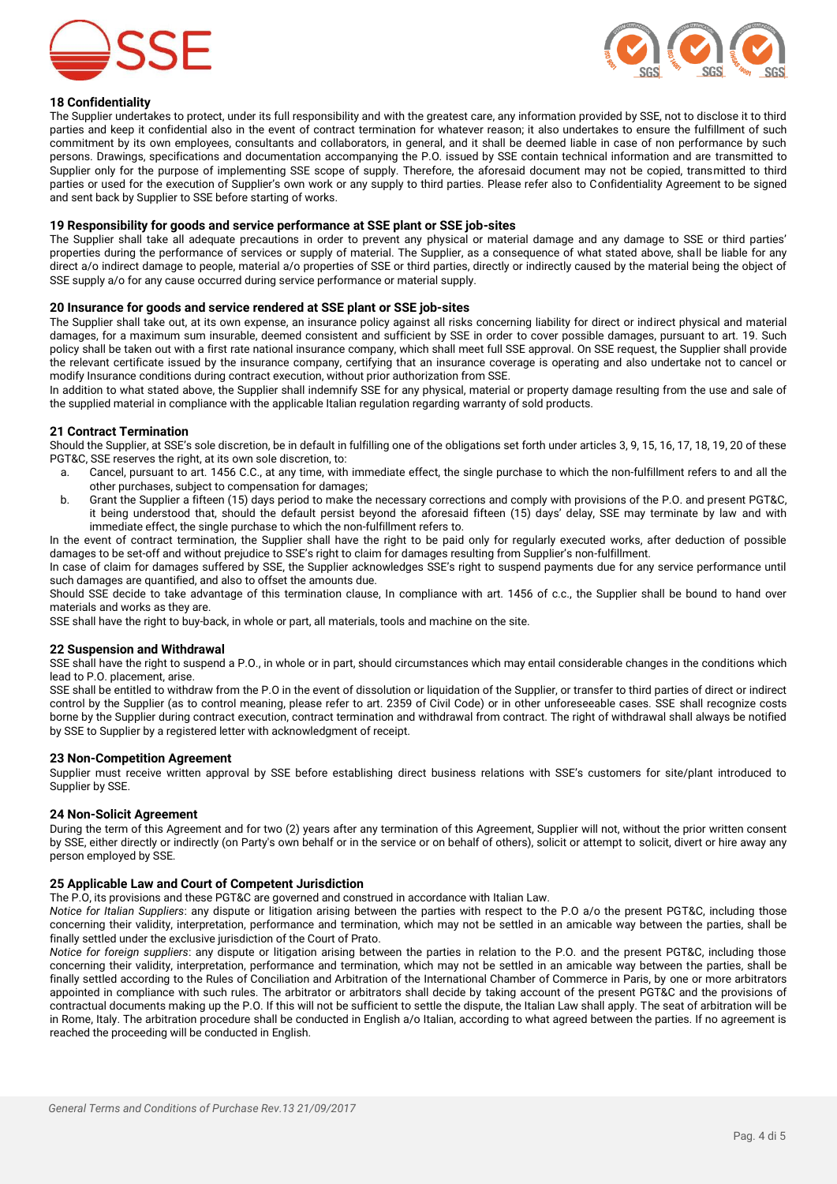## 18 Confidentiality

The Supplier undertakes to protect, under its full responsibility and with the greatest care, any information provided by SSE, not to disclose it to third parties and keep it confidential also in the event of contract termination for whatever reason; it also undertakes to ensure the fulfillment of such commitment by its own employees, consultants and collaborators, in general, and it shall be deemed liable in case of non performance by such persons. Drawings, specifications and documentation accompanying the P.O. issued by SSE contain technical information and are transmitted to Supplier only for the purpose of implementing SSE scope of supply. Therefore, the aforesaid document may not be copied, transmitted to third parties or used for the execution of Supplier's own work or any supply to third parties. Please refer also to Confidentiality Agreement to be signed and sent back by Supplier to SSE before starting of works.

## 19 Responsibility for goods and service performance at SSE plant or SSE job-sites

The Supplier shall take all adequate precautions in order to prevent any physical or material damage and any damage to SSE or third parties' properties during the performance of services or supply of material. The Supplier, as a consequence of what stated above, shall be liable for any direct a/o indirect damage to people, material a/o properties of SSE or third parties, directly or indirectly caused by the material being the object of SSE supply a/o for any cause occurred during service performance or material supply.

## 20 Insurance for goods and service rendered at SSE plant or SSE job-sites

The Supplier shall take out, at its own expense, an insurance policy against all risks concerning liability for direct or indirect physical and material damages, for a maximum sum insurable, deemed consistent and sufficient by SSE in order to cover possible damages, pursuant to art. 19. Such policy shall be taken out with a first rate national insurance company, which shall meet full SSE approval. On SSE request, the Supplier shall provide the relevant certificate issued by the insurance company, certifying that an insurance coverage is operating and also undertake not to cancel or modify Insurance conditions during contract execution, without prior authorization from SSE.

In addition to what stated above, the Supplier shall indemnify SSE for any physical, material or property damage resulting from the use and sale of the supplied material in compliance with the applicable Italian regulation regarding warranty of sold products.

## 21 Contract Termination

Should the Supplier, at SSE's sole discretion, be in default in fulfilling one of the obligations set forth under articles 3, 9, 15, 16, 17, 18, 19, 20 of these PGT&C, SSE reserves the right, at its own sole discretion, to:

a. Cancel, pursuant to art. 1456 C.C., at any time, with immediate effect, the single purchase to which the non-fulfillment refers to and all the other purchases, subject to compensation for damages;
b. Grant the Supplier a fifteen (15) days period to make the necessary corrections and comply with provisions of the P.O. and present PGT&C, it being understood that, should the default persist beyond the aforesaid fifteen (15) days' delay, SSE may terminate by law and with immediate effect, the single purchase to which the non-fulfillment refers to.

In the event of contract termination, the Supplier shall have the right to be paid only for regularly executed works, after deduction of possible damages to be set-off and without prejudice to SSE's right to claim for damages resulting from Supplier's non-fulfillment.

In case of claim for damages suffered by SSE, the Supplier acknowledges SSE's right to suspend payments due for any service performance until such damages are quantified, and also to offset the amounts due.

Should SSE decide to take advantage of this termination clause, In compliance with art. 1456 of c.c., the Supplier shall be bound to hand over materials and works as they are.

SSE shall have the right to buy-back, in whole or part, all materials, tools and machine on the site.

## 22 Suspension and Withdrawal

SSE shall have the right to suspend a P.O., in whole or in part, should circumstances which may entail considerable changes in the conditions which lead to P.O. placement, arise.

SSE shall be entitled to withdraw from the P.O in the event of dissolution or liquidation of the Supplier, or transfer to third parties of direct or indirect control by the Supplier (as to control meaning, please refer to art. 2359 of Civil Code) or in other unforeseeable cases. SSE shall recognize costs borne by the Supplier during contract execution, contract termination and withdrawal from contract. The right of withdrawal shall always be notified by SSE to Supplier by a registered letter with acknowledgment of receipt.

## 23 Non-Competition Agreement

Supplier must receive written approval by SSE before establishing direct business relations with SSE's customers for site/plant introduced to Supplier by SSE.

## 24 Non-Solicit Agreement

During the term of this Agreement and for two (2) years after any termination of this Agreement, Supplier will not, without the prior written consent by SSE, either directly or indirectly (on Party's own behalf or in the service or on behalf of others), solicit or attempt to solicit, divert or hire away any person employed by SSE.

## 25 Applicable Law and Court of Competent Jurisdiction

The P.O, its provisions and these PGT&C are governed and construed in accordance with Italian Law.

*Notice for Italian Suppliers*: any dispute or litigation arising between the parties with respect to the P.O a/o the present PGT&C, including those concerning their validity, interpretation, performance and termination, which may not be settled in an amicable way between the parties, shall be finally settled under the exclusive jurisdiction of the Court of Prato.

*Notice for foreign suppliers*: any dispute or litigation arising between the parties in relation to the P.O. and the present PGT&C, including those concerning their validity, interpretation, performance and termination, which may not be settled in an amicable way between the parties, shall be finally settled according to the Rules of Conciliation and Arbitration of the International Chamber of Commerce in Paris, by one or more arbitrators appointed in compliance with such rules. The arbitrator or arbitrators shall decide by taking account of the present PGT&C and the provisions of contractual documents making up the P.O. If this will not be sufficient to settle the dispute, the Italian Law shall apply. The seat of arbitration will be in Rome, Italy. The arbitration procedure shall be conducted in English a/o Italian, according to what agreed between the parties. If no agreement is reached the proceeding will be conducted in English.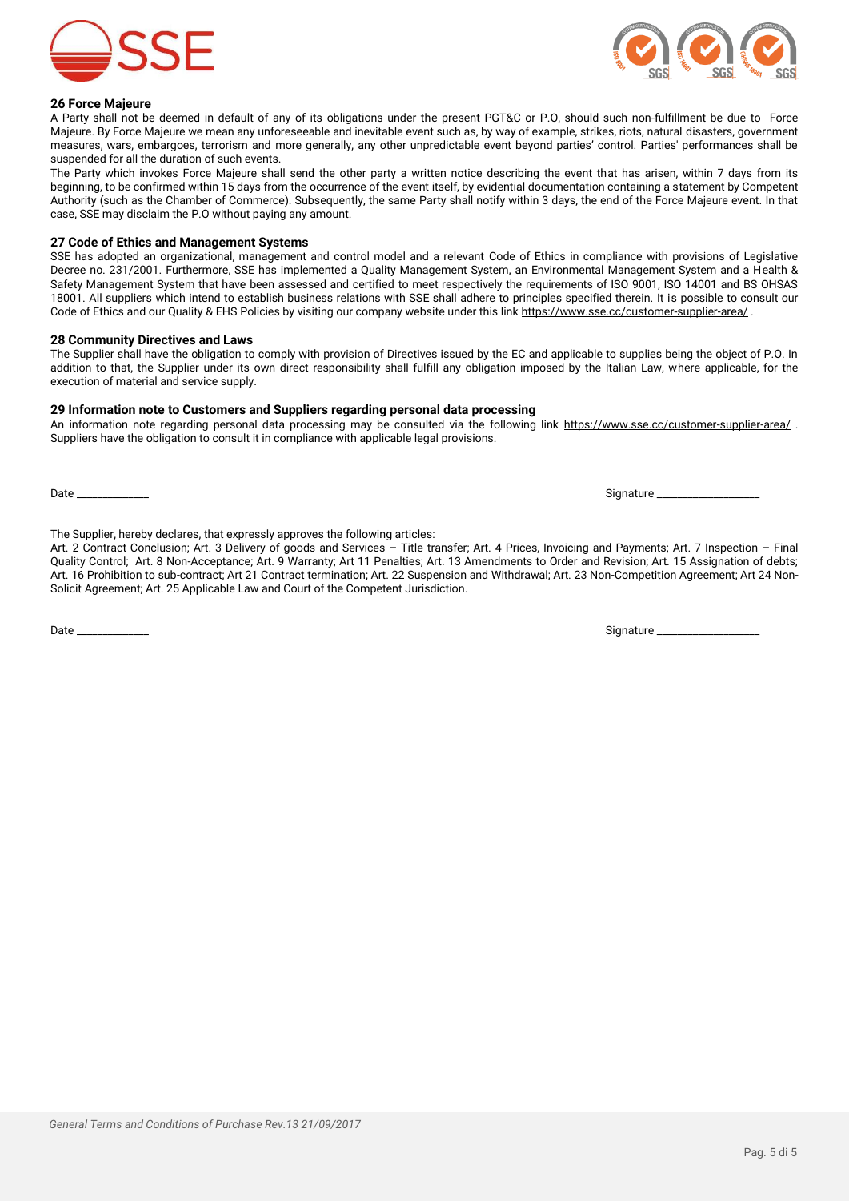### 26 Force Majeure

A Party shall not be deemed in default of any of its obligations under the present PGT&C or P.O, should such non-fulfillment be due to Force Majeure. By Force Majeure we mean any unforeseeable and inevitable event such as, by way of example, strikes, riots, natural disasters, government measures, wars, embargoes, terrorism and more generally, any other unpredictable event beyond parties' control. Parties' performances shall be suspended for all the duration of such events.

The Party which invokes Force Majeure shall send the other party a written notice describing the event that has arisen, within 7 days from its beginning, to be confirmed within 15 days from the occurrence of the event itself, by evidential documentation containing a statement by Competent Authority (such as the Chamber of Commerce). Subsequently, the same Party shall notify within 3 days, the end of the Force Majeure event. In that case, SSE may disclaim the P.O without paying any amount.

### 27 Code of Ethics and Management Systems

SSE has adopted an organizational, management and control model and a relevant Code of Ethics in compliance with provisions of Legislative Decree no. 231/2001. Furthermore, SSE has implemented a Quality Management System, an Environmental Management System and a Health & Safety Management System that have been assessed and certified to meet respectively the requirements of ISO 9001, ISO 14001 and BS OHSAS 18001. All suppliers which intend to establish business relations with SSE shall adhere to principles specified therein. It is possible to consult our Code of Ethics and our Quality & EHS Policies by visiting our company website under this link https://www.sse.cc/customer-supplier-area/ .

### 28 Community Directives and Laws

The Supplier shall have the obligation to comply with provision of Directives issued by the EC and applicable to supplies being the object of P.O. In addition to that, the Supplier under its own direct responsibility shall fulfill any obligation imposed by the Italian Law, where applicable, for the execution of material and service supply.

### 29 Information note to Customers and Suppliers regarding personal data processing

An information note regarding personal data processing may be consulted via the following link https://www.sse.cc/customer-supplier-area/ . Suppliers have the obligation to consult it in compliance with applicable legal provisions.

Date ____________ Signature _________________

The Supplier, hereby declares, that expressly approves the following articles:

Art. 2 Contract Conclusion; Art. 3 Delivery of goods and Services – Title transfer; Art. 4 Prices, Invoicing and Payments; Art. 7 Inspection – Final Quality Control; Art. 8 Non-Acceptance; Art. 9 Warranty; Art 11 Penalties; Art. 13 Amendments to Order and Revision; Art. 15 Assignation of debts; Art. 16 Prohibition to sub-contract; Art 21 Contract termination; Art. 22 Suspension and Withdrawal; Art. 23 Non-Competition Agreement; Art 24 Non-Solicit Agreement; Art. 25 Applicable Law and Court of the Competent Jurisdiction.

Date ____________ Signature _________________